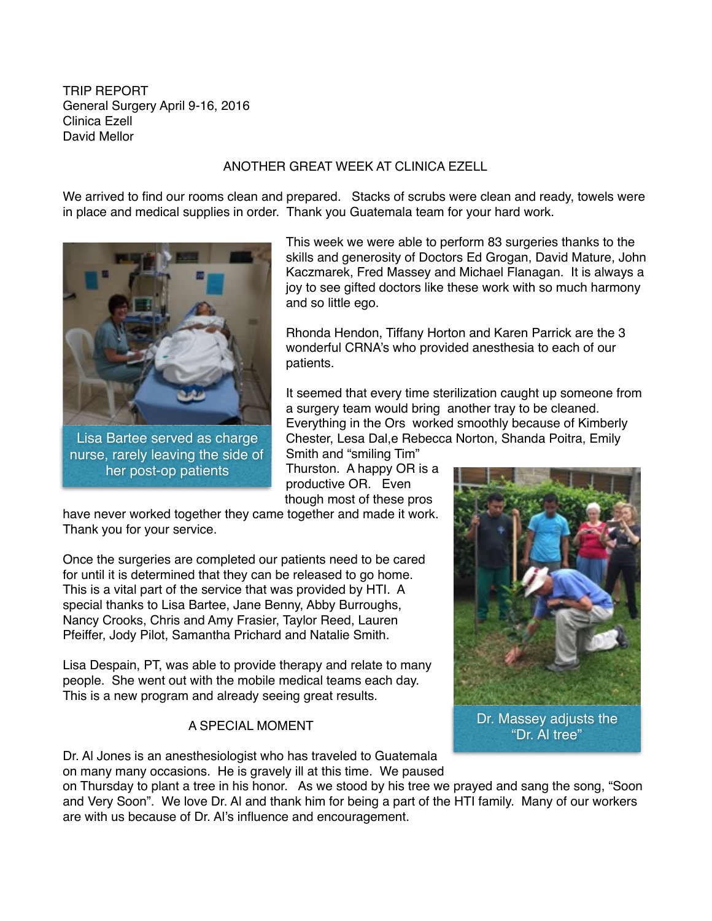TRIP REPORT
General Surgery April 9-16, 2016
Clinica Ezell
David Mellor

ANOTHER GREAT WEEK AT CLINICA EZELL

We arrived to find our rooms clean and prepared. Stacks of scrubs were clean and ready, towels were in place and medical supplies in order. Thank you Guatemala team for your hard work.

Lisa Bartee served as charge nurse, rarely leaving the side of her post-op patients

This week we were able to perform 83 surgeries thanks to the skills and generosity of Doctors Ed Grogan, David Mature, John Kaczmarek, Fred Massey and Michael Flanagan. It is always a joy to see gifted doctors like these work with so much harmony and so little ego.

Rhonda Hendon, Tiffany Horton and Karen Parrick are the 3 wonderful CRNA's who provided anesthesia to each of our patients.

It seemed that every time sterilization caught up someone from a surgery team would bring another tray to be cleaned. Everything in the Ors worked smoothly because of Kimberly Chester, Lesa Dal,e Rebecca Norton, Shanda Poitra, Emily Smith and "smiling Tim" Thurston. A happy OR is a productive OR. Even though most of these pros have never worked together they came together and made it work. Thank you for your service.

Once the surgeries are completed our patients need to be cared for until it is determined that they can be released to go home. This is a vital part of the service that was provided by HTI. A special thanks to Lisa Bartee, Jane Benny, Abby Burroughs, Nancy Crooks, Chris and Amy Frasier, Taylor Reed, Lauren Pfeiffer, Jody Pilot, Samantha Prichard and Natalie Smith.

Lisa Despain, PT, was able to provide therapy and relate to many people. She went out with the mobile medical teams each day. This is a new program and already seeing great results.

Dr. Massey adjusts the "Dr. Al tree"

A SPECIAL MOMENT

Dr. Al Jones is an anesthesiologist who has traveled to Guatemala on many many occasions. He is gravely ill at this time. We paused on Thursday to plant a tree in his honor. As we stood by his tree we prayed and sang the song, "Soon and Very Soon". We love Dr. Al and thank him for being a part of the HTI family. Many of our workers are with us because of Dr. Al's influence and encouragement.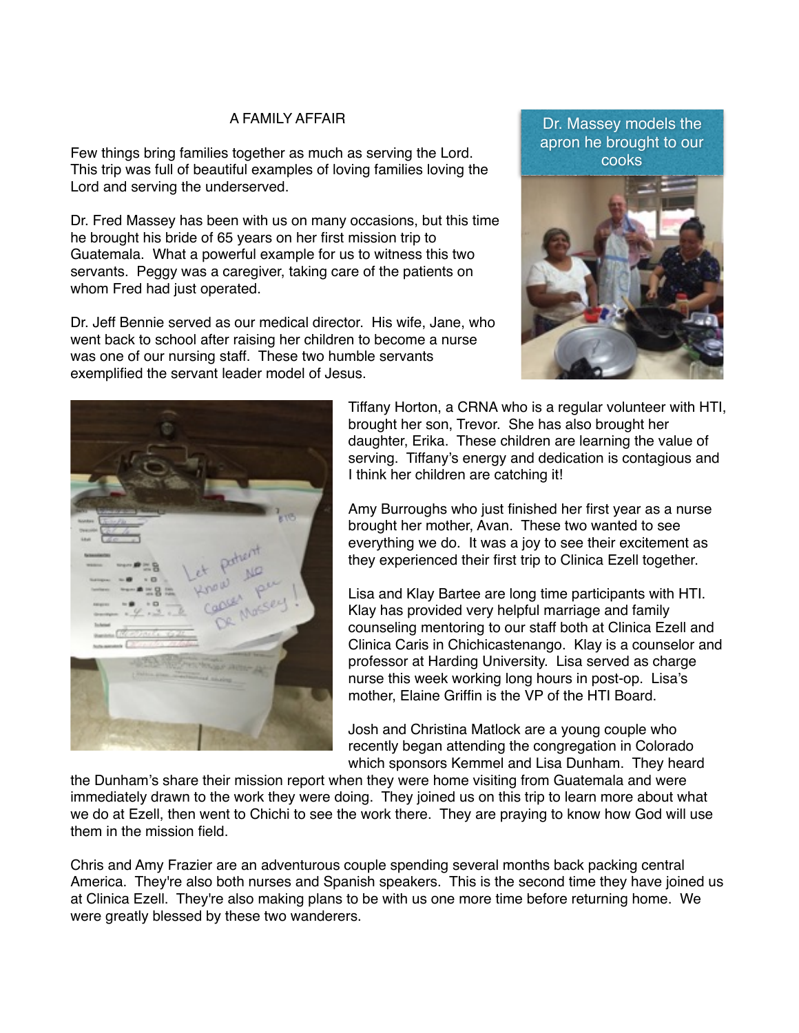# A FAMILY AFFAIR

Few things bring families together as much as serving the Lord. This trip was full of beautiful examples of loving families loving the Lord and serving the underserved.

Dr. Fred Massey has been with us on many occasions, but this time he brought his bride of 65 years on her first mission trip to Guatemala. What a powerful example for us to witness this two servants. Peggy was a caregiver, taking care of the patients on whom Fred had just operated.

Dr. Jeff Bennie served as our medical director. His wife, Jane, who went back to school after raising her children to become a nurse was one of our nursing staff. These two humble servants exemplified the servant leader model of Jesus.

Dr. Massey models the apron he brought to our cooks

Tiffany Horton, a CRNA who is a regular volunteer with HTI, brought her son, Trevor. She has also brought her daughter, Erika. These children are learning the value of serving. Tiffany's energy and dedication is contagious and I think her children are catching it!

Amy Burroughs who just finished her first year as a nurse brought her mother, Avan. These two wanted to see everything we do. It was a joy to see their excitement as they experienced their first trip to Clinica Ezell together.

Lisa and Klay Bartee are long time participants with HTI. Klay has provided very helpful marriage and family counseling mentoring to our staff both at Clinica Ezell and Clinica Caris in Chichicastenango. Klay is a counselor and professor at Harding University. Lisa served as charge nurse this week working long hours in post-op. Lisa's mother, Elaine Griffin is the VP of the HTI Board.

Josh and Christina Matlock are a young couple who recently began attending the congregation in Colorado which sponsors Kemmel and Lisa Dunham. They heard the Dunham's share their mission report when they were home visiting from Guatemala and were immediately drawn to the work they were doing. They joined us on this trip to learn more about what we do at Ezell, then went to Chichi to see the work there. They are praying to know how God will use them in the mission field.

Chris and Amy Frazier are an adventurous couple spending several months back packing central America. They're also both nurses and Spanish speakers. This is the second time they have joined us at Clinica Ezell. They're also making plans to be with us one more time before returning home. We were greatly blessed by these two wanderers.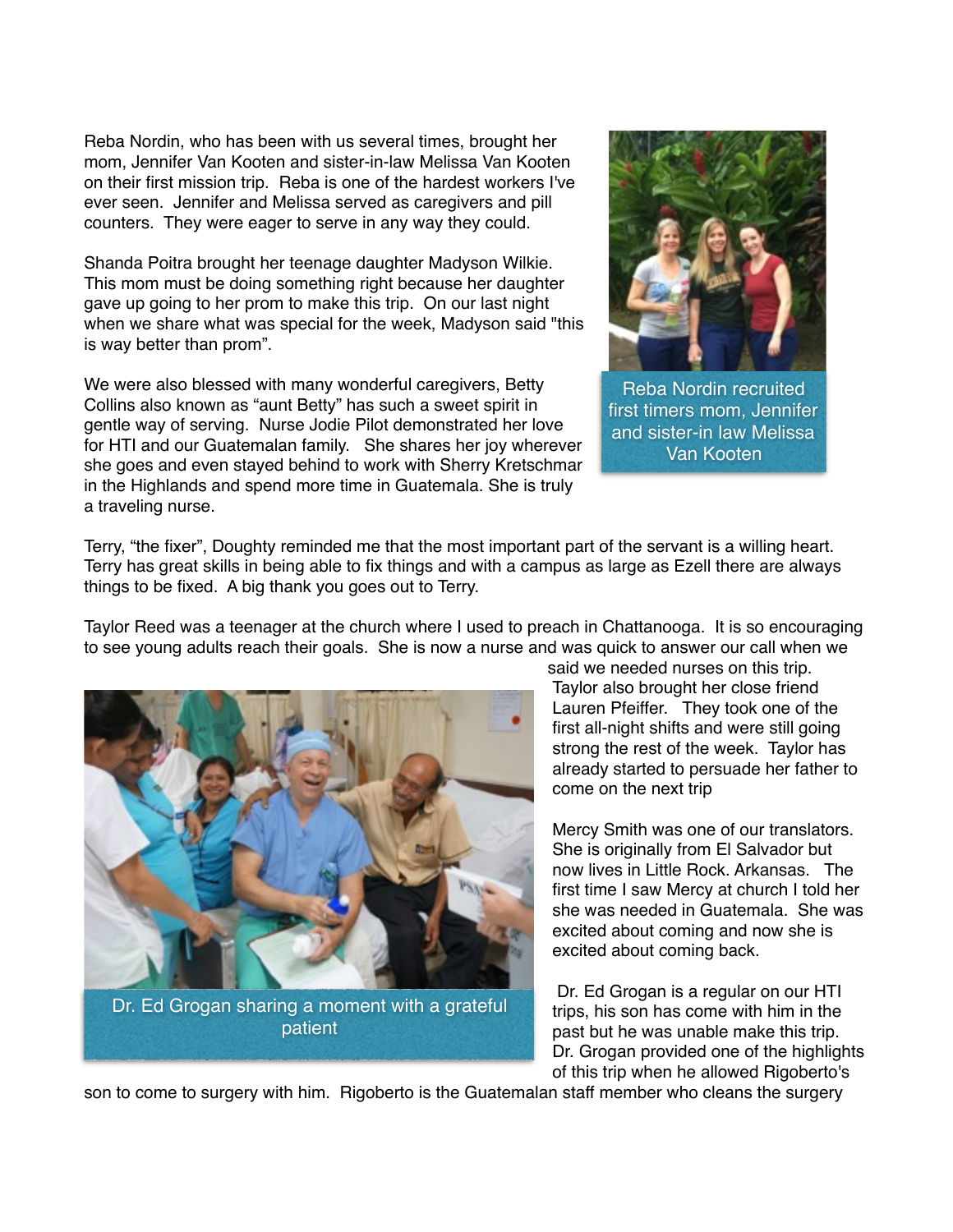Reba Nordin, who has been with us several times, brought her mom, Jennifer Van Kooten and sister-in-law Melissa Van Kooten on their first mission trip. Reba is one of the hardest workers I've ever seen. Jennifer and Melissa served as caregivers and pill counters. They were eager to serve in any way they could.

Reba Nordin recruited first timers mom, Jennifer and sister-in law Melissa Van Kooten

Shanda Poitra brought her teenage daughter Madyson Wilkie. This mom must be doing something right because her daughter gave up going to her prom to make this trip. On our last night when we share what was special for the week, Madyson said "this is way better than prom".

We were also blessed with many wonderful caregivers, Betty Collins also known as "aunt Betty" has such a sweet spirit in gentle way of serving. Nurse Jodie Pilot demonstrated her love for HTI and our Guatemalan family. She shares her joy wherever she goes and even stayed behind to work with Sherry Kretschmar in the Highlands and spend more time in Guatemala. She is truly a traveling nurse.

Terry, "the fixer", Doughty reminded me that the most important part of the servant is a willing heart. Terry has great skills in being able to fix things and with a campus as large as Ezell there are always things to be fixed. A big thank you goes out to Terry.

Taylor Reed was a teenager at the church where I used to preach in Chattanooga. It is so encouraging to see young adults reach their goals. She is now a nurse and was quick to answer our call when we said we needed nurses on this trip. Taylor also brought her close friend Lauren Pfeiffer. They took one of the first all-night shifts and were still going strong the rest of the week. Taylor has already started to persuade her father to come on the next trip

Dr. Ed Grogan sharing a moment with a grateful patient

Mercy Smith was one of our translators. She is originally from El Salvador but now lives in Little Rock. Arkansas. The first time I saw Mercy at church I told her she was needed in Guatemala. She was excited about coming and now she is excited about coming back.

Dr. Ed Grogan is a regular on our HTI trips, his son has come with him in the past but he was unable make this trip. Dr. Grogan provided one of the highlights of this trip when he allowed Rigoberto's son to come to surgery with him. Rigoberto is the Guatemalan staff member who cleans the surgery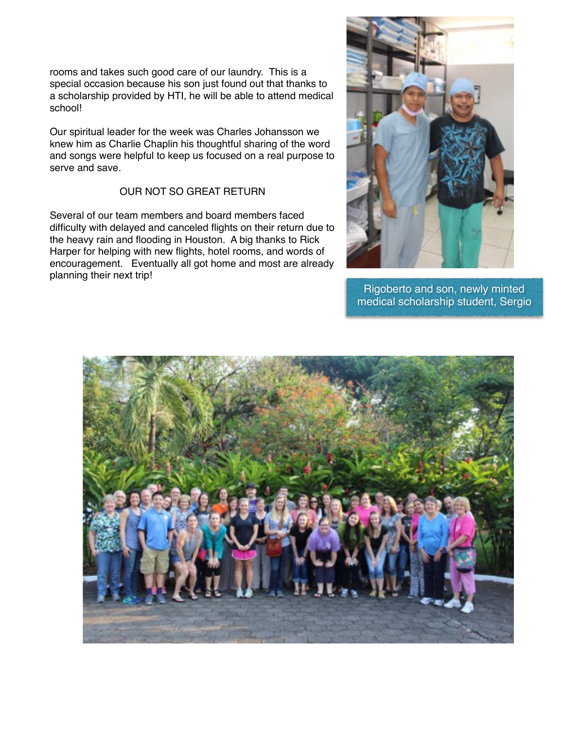rooms and takes such good care of our laundry. This is a special occasion because his son just found out that thanks to a scholarship provided by HTI, he will be able to attend medical school!

Our spiritual leader for the week was Charles Johansson we knew him as Charlie Chaplin his thoughtful sharing of the word and songs were helpful to keep us focused on a real purpose to serve and save.

## OUR NOT SO GREAT RETURN

Several of our team members and board members faced difficulty with delayed and canceled flights on their return due to the heavy rain and flooding in Houston. A big thanks to Rick Harper for helping with new flights, hotel rooms, and words of encouragement. Eventually all got home and most are already planning their next trip!

Rigoberto and son, newly minted medical scholarship student, Sergio